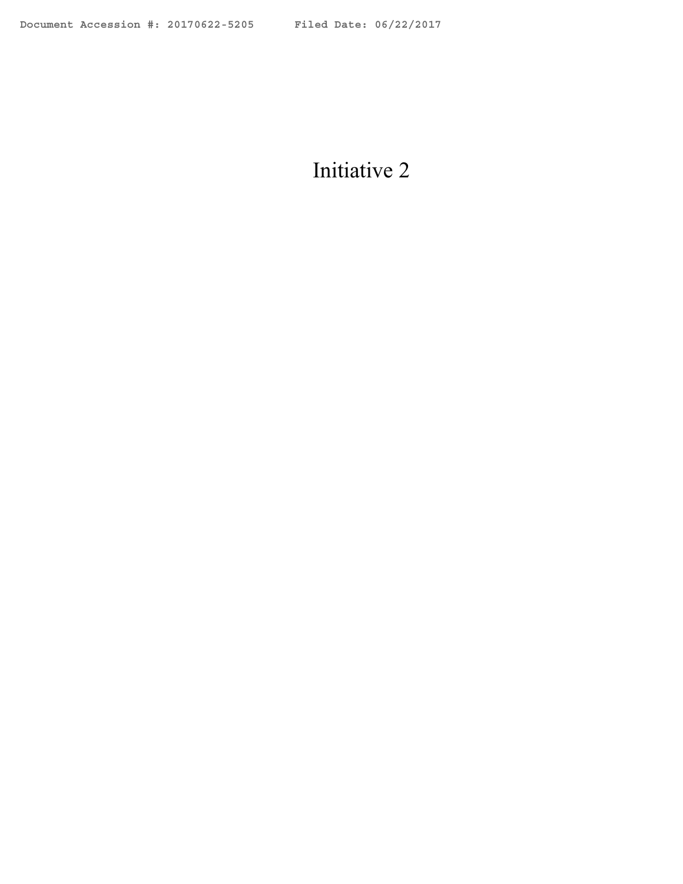# Initiative 2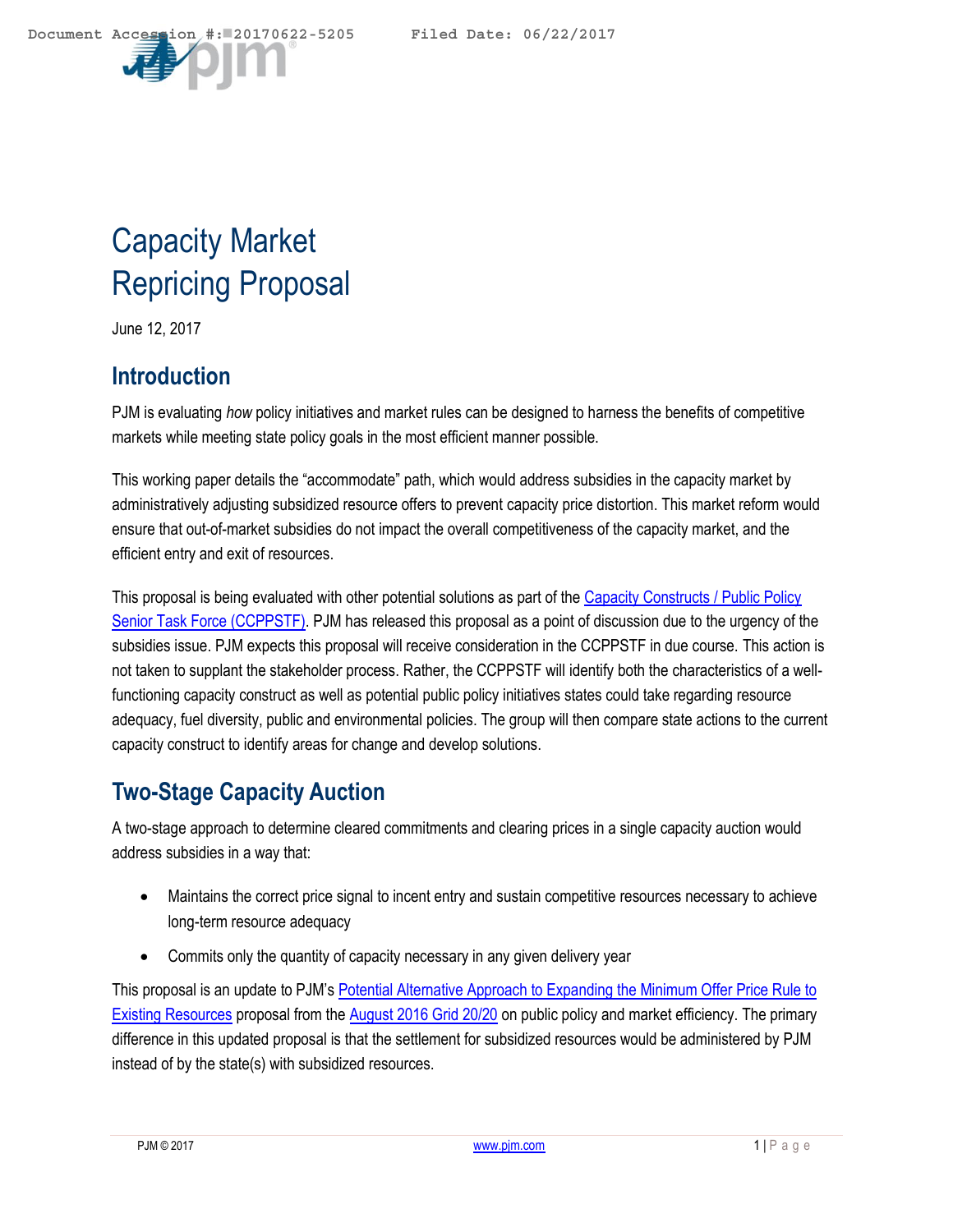# Capacity Market Repricing Proposal

June 12, 2017

## Introduction

PJM is evaluating *how* policy initiatives and market rules can be designed to harness the benefits of competitive markets while meeting state policy goals in the most efficient manner possible.

This working paper details the "accommodate" path, which would address subsidies in the capacity market by administratively adjusting subsidized resource offers to prevent capacity price distortion. This market reform would ensure that out-of-market subsidies do not impact the overall competitiveness of the capacity market, and the efficient entry and exit of resources.

This proposal is being evaluated with other potential solutions as part of the Capacity Constructs / Public Policy Senior Task Force (CCPPSTF). PJM has released this proposal as a point of discussion due to the urgency of the subsidies issue. PJM expects this proposal will receive consideration in the CCPPSTF in due course. This action is not taken to supplant the stakeholder process. Rather, the CCPPSTF will identify both the characteristics of a well-functioning capacity construct as well as potential public policy initiatives states could take regarding resource adequacy, fuel diversity, public and environmental policies. The group will then compare state actions to the current capacity construct to identify areas for change and develop solutions.

## Two-Stage Capacity Auction

A two-stage approach to determine cleared commitments and clearing prices in a single capacity auction would address subsidies in a way that:

- Maintains the correct price signal to incent entry and sustain competitive resources necessary to achieve long-term resource adequacy
- Commits only the quantity of capacity necessary in any given delivery year

This proposal is an update to PJM's Potential Alternative Approach to Expanding the Minimum Offer Price Rule to Existing Resources proposal from the August 2016 Grid 20/20 on public policy and market efficiency. The primary difference in this updated proposal is that the settlement for subsidized resources would be administered by PJM instead of by the state(s) with subsidized resources.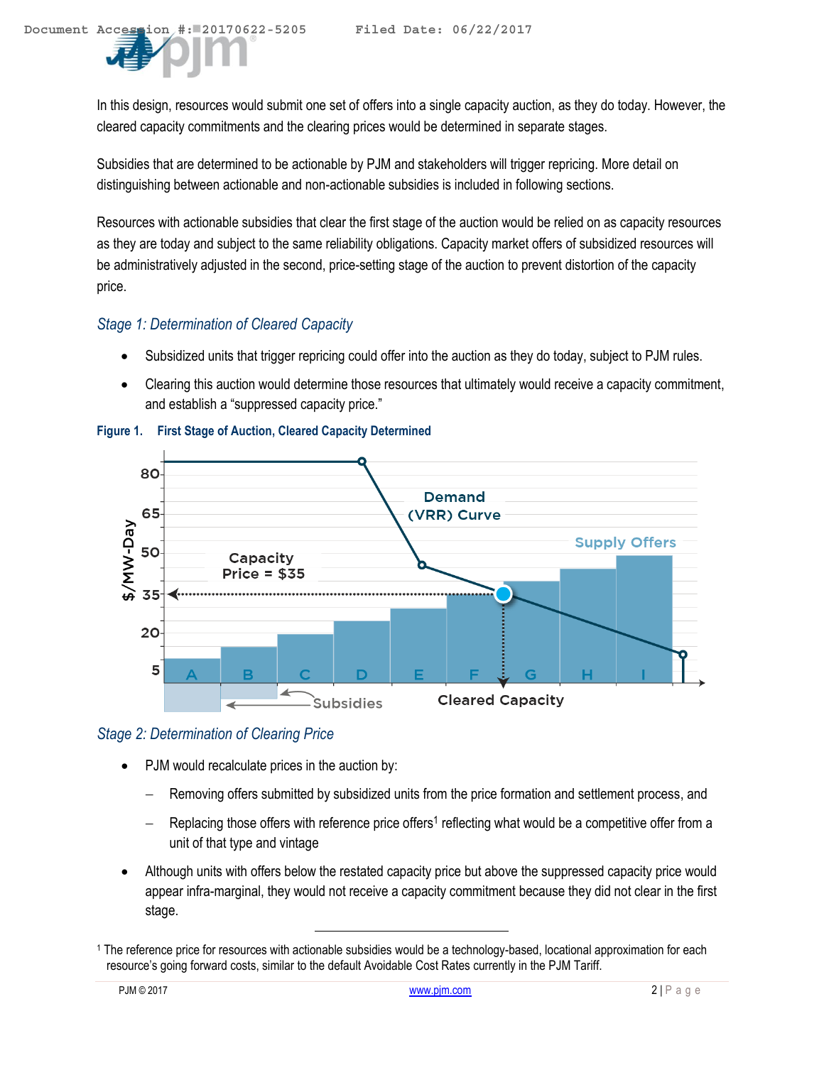In this design, resources would submit one set of offers into a single capacity auction, as they do today. However, the cleared capacity commitments and the clearing prices would be determined in separate stages.

Subsidies that are determined to be actionable by PJM and stakeholders will trigger repricing. More detail on distinguishing between actionable and non-actionable subsidies is included in following sections.

Resources with actionable subsidies that clear the first stage of the auction would be relied on as capacity resources as they are today and subject to the same reliability obligations. Capacity market offers of subsidized resources will be administratively adjusted in the second, price-setting stage of the auction to prevent distortion of the capacity price.

### *Stage 1: Determination of Cleared Capacity*

- Subsidized units that trigger repricing could offer into the auction as they do today, subject to PJM rules.
- Clearing this auction would determine those resources that ultimately would receive a capacity commitment, and establish a "suppressed capacity price."

**Figure 1. First Stage of Auction, Cleared Capacity Determined**

### *Stage 2: Determination of Clearing Price*

- PJM would recalculate prices in the auction by:
  - Removing offers submitted by subsidized units from the price formation and settlement process, and
  - Replacing those offers with reference price offers[1] reflecting what would be a competitive offer from a unit of that type and vintage
- Although units with offers below the restated capacity price but above the suppressed capacity price would appear infra-marginal, they would not receive a capacity commitment because they did not clear in the first stage.

[1] The reference price for resources with actionable subsidies would be a technology-based, locational approximation for each resource's going forward costs, similar to the default Avoidable Cost Rates currently in the PJM Tariff.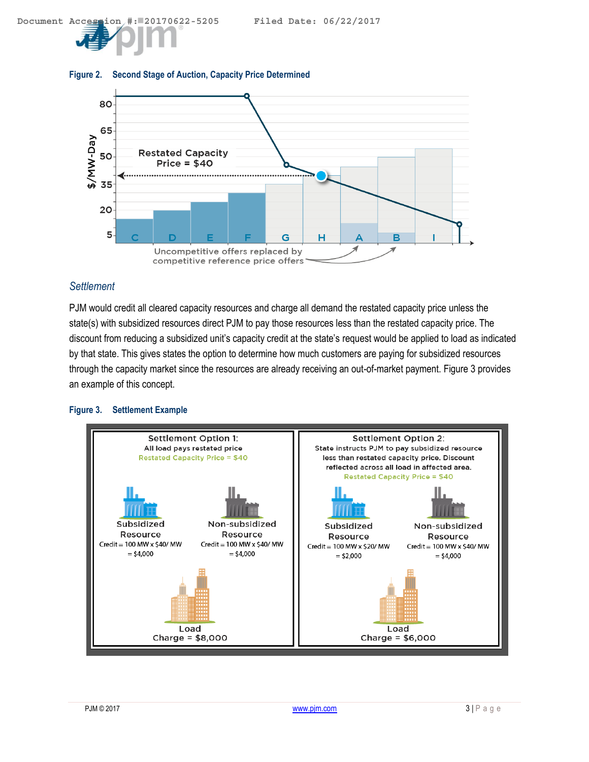Figure 2. Second Stage of Auction, Capacity Price Determined

### *Settlement*

PJM would credit all cleared capacity resources and charge all demand the restated capacity price unless the state(s) with subsidized resources direct PJM to pay those resources less than the restated capacity price. The discount from reducing a subsidized unit's capacity credit at the state's request would be applied to load as indicated by that state. This gives states the option to determine how much customers are paying for subsidized resources through the capacity market since the resources are already receiving an out-of-market payment. Figure 3 provides an example of this concept.

Figure 3. Settlement Example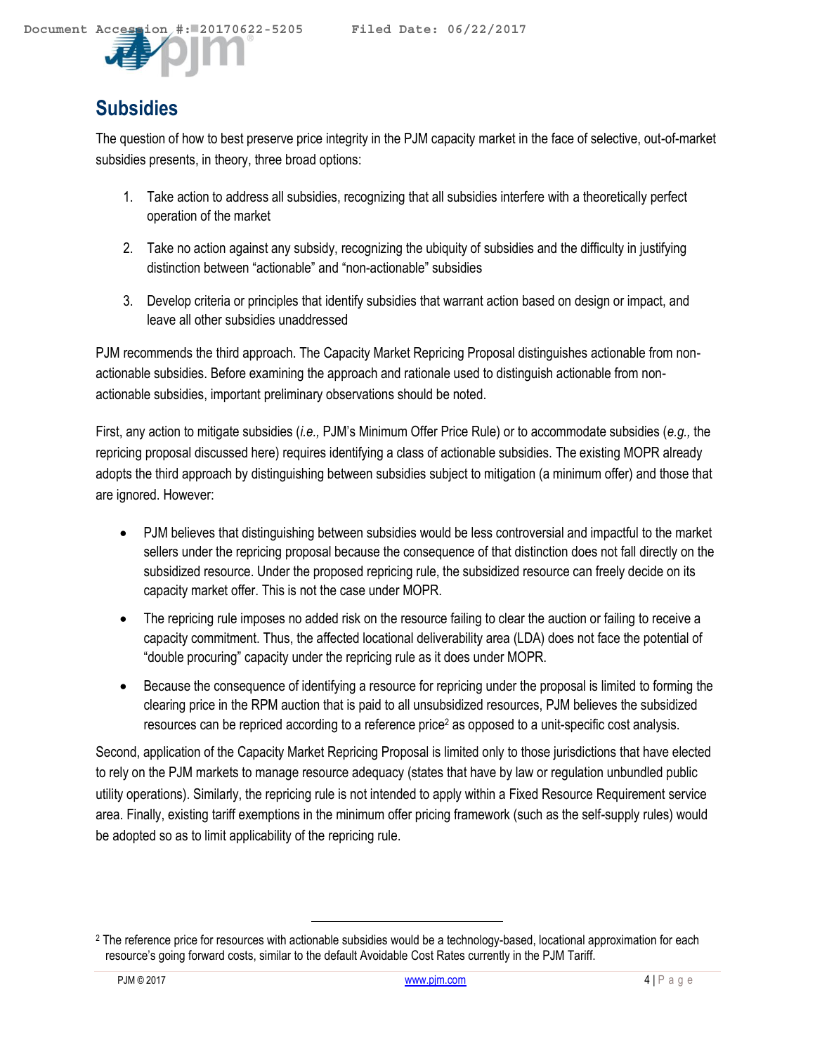## Subsidies

The question of how to best preserve price integrity in the PJM capacity market in the face of selective, out-of-market subsidies presents, in theory, three broad options:

1. Take action to address all subsidies, recognizing that all subsidies interfere with a theoretically perfect operation of the market
2. Take no action against any subsidy, recognizing the ubiquity of subsidies and the difficulty in justifying distinction between "actionable" and "non-actionable" subsidies
3. Develop criteria or principles that identify subsidies that warrant action based on design or impact, and leave all other subsidies unaddressed

PJM recommends the third approach. The Capacity Market Repricing Proposal distinguishes actionable from non-actionable subsidies. Before examining the approach and rationale used to distinguish actionable from non-actionable subsidies, important preliminary observations should be noted.

First, any action to mitigate subsidies (*i.e.,* PJM's Minimum Offer Price Rule) or to accommodate subsidies (*e.g.,* the repricing proposal discussed here) requires identifying a class of actionable subsidies. The existing MOPR already adopts the third approach by distinguishing between subsidies subject to mitigation (a minimum offer) and those that are ignored. However:

- PJM believes that distinguishing between subsidies would be less controversial and impactful to the market sellers under the repricing proposal because the consequence of that distinction does not fall directly on the subsidized resource. Under the proposed repricing rule, the subsidized resource can freely decide on its capacity market offer. This is not the case under MOPR.
- The repricing rule imposes no added risk on the resource failing to clear the auction or failing to receive a capacity commitment. Thus, the affected locational deliverability area (LDA) does not face the potential of "double procuring" capacity under the repricing rule as it does under MOPR.
- Because the consequence of identifying a resource for repricing under the proposal is limited to forming the clearing price in the RPM auction that is paid to all unsubsidized resources, PJM believes the subsidized resources can be repriced according to a reference price[2] as opposed to a unit-specific cost analysis.

Second, application of the Capacity Market Repricing Proposal is limited only to those jurisdictions that have elected to rely on the PJM markets to manage resource adequacy (states that have by law or regulation unbundled public utility operations). Similarly, the repricing rule is not intended to apply within a Fixed Resource Requirement service area. Finally, existing tariff exemptions in the minimum offer pricing framework (such as the self-supply rules) would be adopted so as to limit applicability of the repricing rule.

[2] The reference price for resources with actionable subsidies would be a technology-based, locational approximation for each resource's going forward costs, similar to the default Avoidable Cost Rates currently in the PJM Tariff.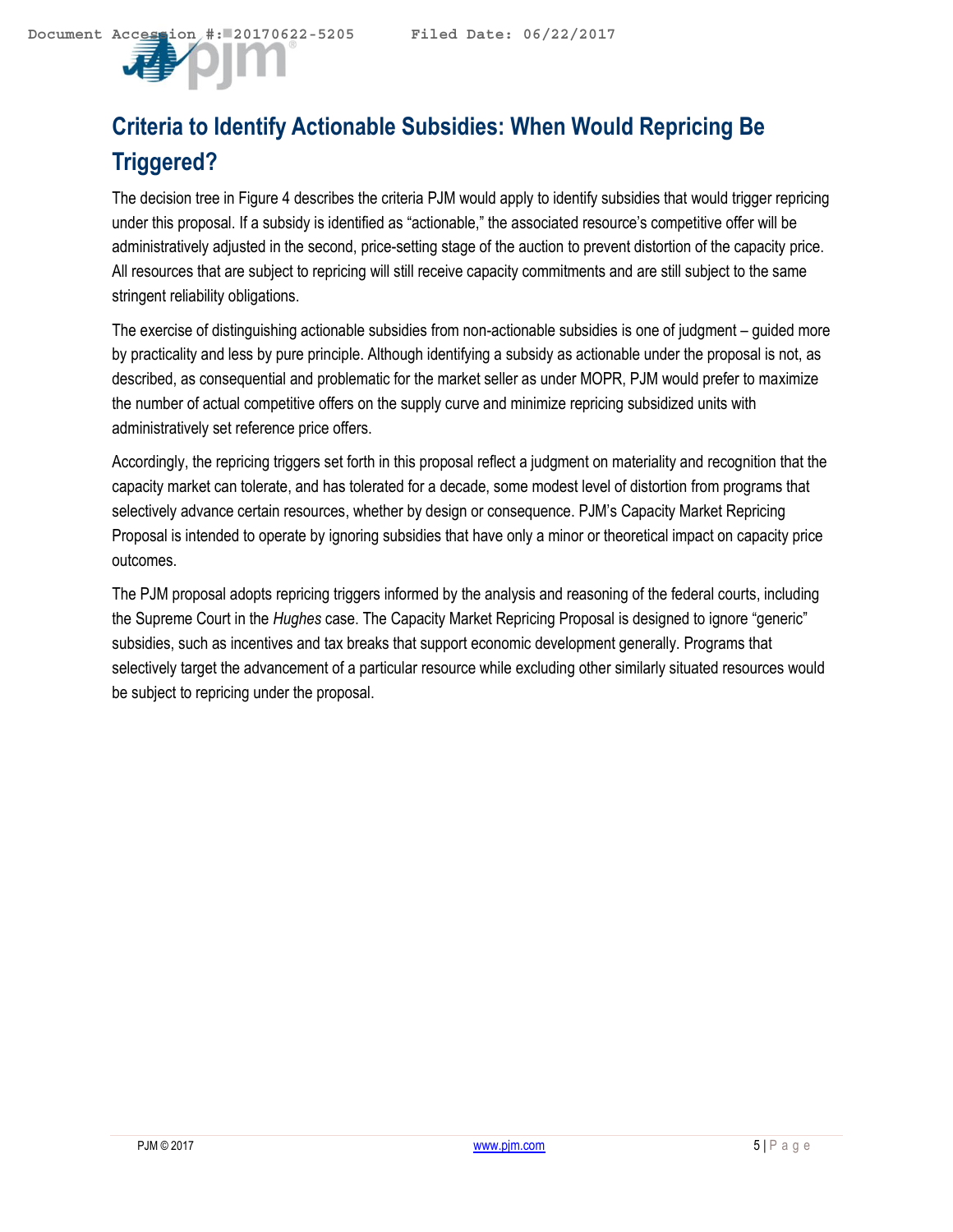## Criteria to Identify Actionable Subsidies: When Would Repricing Be Triggered?

The decision tree in Figure 4 describes the criteria PJM would apply to identify subsidies that would trigger repricing under this proposal. If a subsidy is identified as "actionable," the associated resource's competitive offer will be administratively adjusted in the second, price-setting stage of the auction to prevent distortion of the capacity price. All resources that are subject to repricing will still receive capacity commitments and are still subject to the same stringent reliability obligations.

The exercise of distinguishing actionable subsidies from non-actionable subsidies is one of judgment – guided more by practicality and less by pure principle. Although identifying a subsidy as actionable under the proposal is not, as described, as consequential and problematic for the market seller as under MOPR, PJM would prefer to maximize the number of actual competitive offers on the supply curve and minimize repricing subsidized units with administratively set reference price offers.

Accordingly, the repricing triggers set forth in this proposal reflect a judgment on materiality and recognition that the capacity market can tolerate, and has tolerated for a decade, some modest level of distortion from programs that selectively advance certain resources, whether by design or consequence. PJM's Capacity Market Repricing Proposal is intended to operate by ignoring subsidies that have only a minor or theoretical impact on capacity price outcomes.

The PJM proposal adopts repricing triggers informed by the analysis and reasoning of the federal courts, including the Supreme Court in the *Hughes* case. The Capacity Market Repricing Proposal is designed to ignore "generic" subsidies, such as incentives and tax breaks that support economic development generally. Programs that selectively target the advancement of a particular resource while excluding other similarly situated resources would be subject to repricing under the proposal.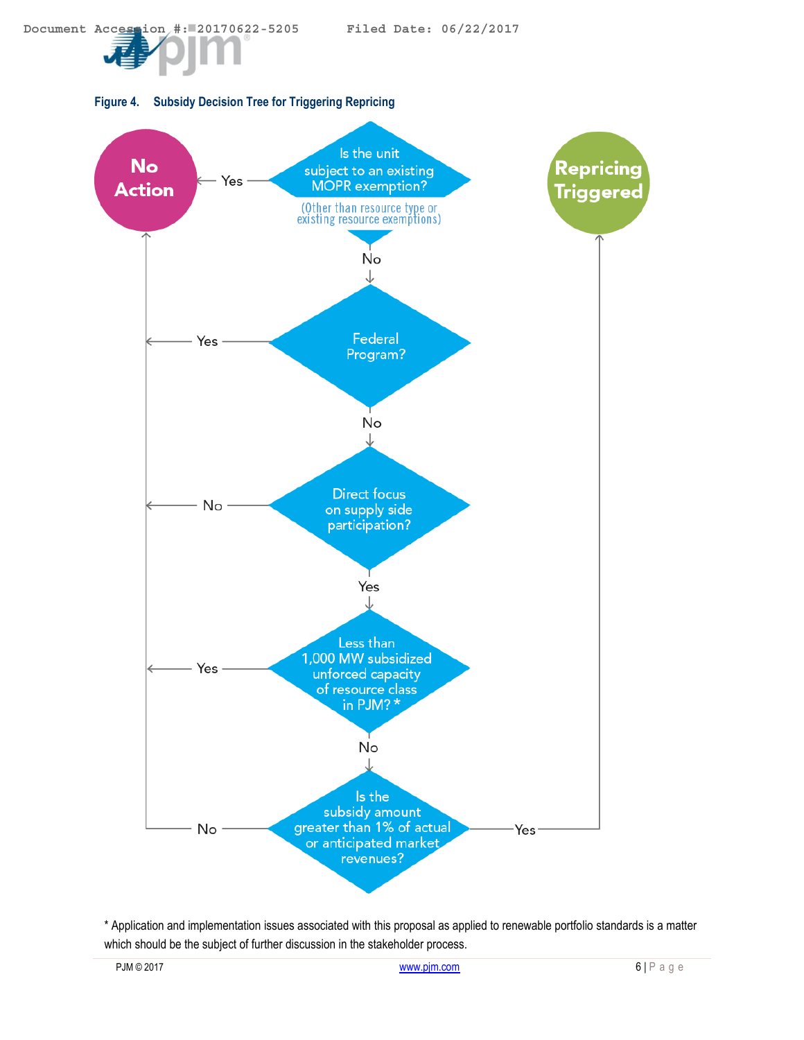**Figure 4. Subsidy Decision Tree for Triggering Repricing**

- **Is the unit subject to an existing MOPR exemption?** (Other than resource type or existing resource exemptions)
  - Yes → **No Action**
  - No → **Federal Program?**
    - Yes → **No Action**
    - No → **Direct focus on supply side participation?**
      - No → **No Action**
      - Yes → **Less than 1,000 MW subsidized unforced capacity of resource class in PJM?***
        - Yes → **No Action**
        - No → **Is the subsidy amount greater than 1% of actual or anticipated market revenues?**
          - No → **No Action**
          - Yes → **Repricing Triggered**

\* Application and implementation issues associated with this proposal as applied to renewable portfolio standards is a matter which should be the subject of further discussion in the stakeholder process.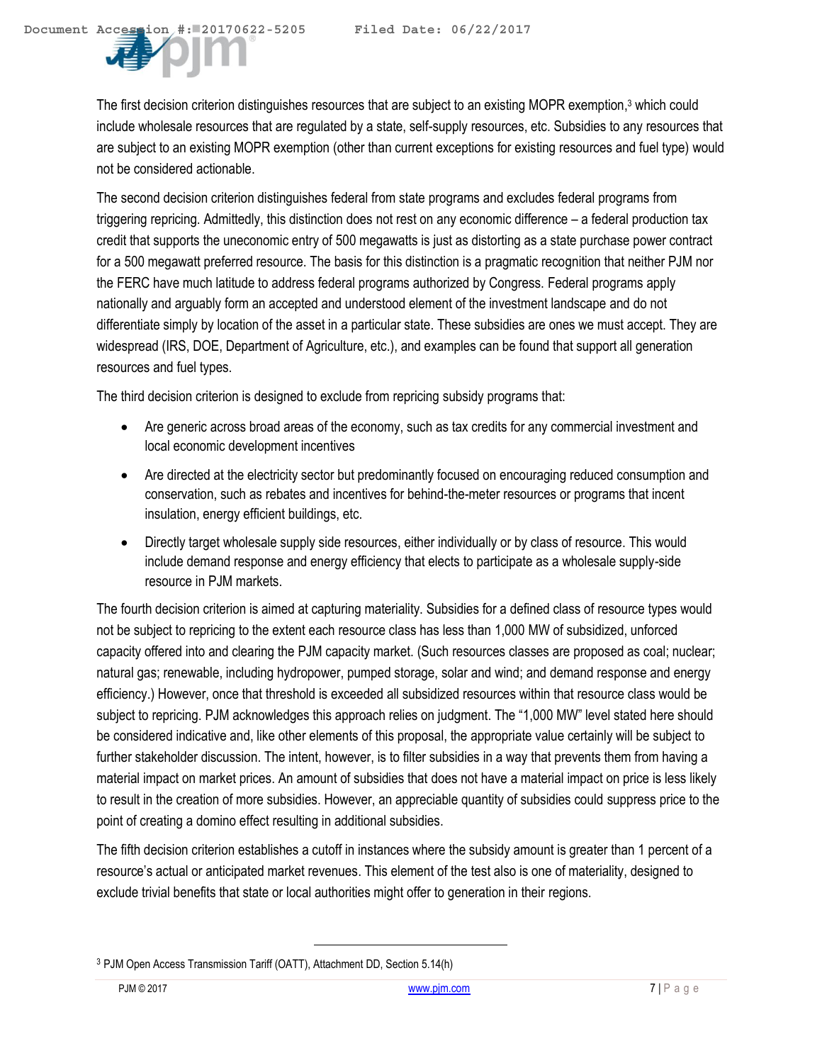The first decision criterion distinguishes resources that are subject to an existing MOPR exemption,[3] which could include wholesale resources that are regulated by a state, self-supply resources, etc. Subsidies to any resources that are subject to an existing MOPR exemption (other than current exceptions for existing resources and fuel type) would not be considered actionable.

The second decision criterion distinguishes federal from state programs and excludes federal programs from triggering repricing. Admittedly, this distinction does not rest on any economic difference – a federal production tax credit that supports the uneconomic entry of 500 megawatts is just as distorting as a state purchase power contract for a 500 megawatt preferred resource. The basis for this distinction is a pragmatic recognition that neither PJM nor the FERC have much latitude to address federal programs authorized by Congress. Federal programs apply nationally and arguably form an accepted and understood element of the investment landscape and do not differentiate simply by location of the asset in a particular state. These subsidies are ones we must accept. They are widespread (IRS, DOE, Department of Agriculture, etc.), and examples can be found that support all generation resources and fuel types.

The third decision criterion is designed to exclude from repricing subsidy programs that:

- Are generic across broad areas of the economy, such as tax credits for any commercial investment and local economic development incentives
- Are directed at the electricity sector but predominantly focused on encouraging reduced consumption and conservation, such as rebates and incentives for behind-the-meter resources or programs that incent insulation, energy efficient buildings, etc.
- Directly target wholesale supply side resources, either individually or by class of resource. This would include demand response and energy efficiency that elects to participate as a wholesale supply-side resource in PJM markets.

The fourth decision criterion is aimed at capturing materiality. Subsidies for a defined class of resource types would not be subject to repricing to the extent each resource class has less than 1,000 MW of subsidized, unforced capacity offered into and clearing the PJM capacity market. (Such resources classes are proposed as coal; nuclear; natural gas; renewable, including hydropower, pumped storage, solar and wind; and demand response and energy efficiency.) However, once that threshold is exceeded all subsidized resources within that resource class would be subject to repricing. PJM acknowledges this approach relies on judgment. The "1,000 MW" level stated here should be considered indicative and, like other elements of this proposal, the appropriate value certainly will be subject to further stakeholder discussion. The intent, however, is to filter subsidies in a way that prevents them from having a material impact on market prices. An amount of subsidies that does not have a material impact on price is less likely to result in the creation of more subsidies. However, an appreciable quantity of subsidies could suppress price to the point of creating a domino effect resulting in additional subsidies.

The fifth decision criterion establishes a cutoff in instances where the subsidy amount is greater than 1 percent of a resource's actual or anticipated market revenues. This element of the test also is one of materiality, designed to exclude trivial benefits that state or local authorities might offer to generation in their regions.

[3] PJM Open Access Transmission Tariff (OATT), Attachment DD, Section 5.14(h)